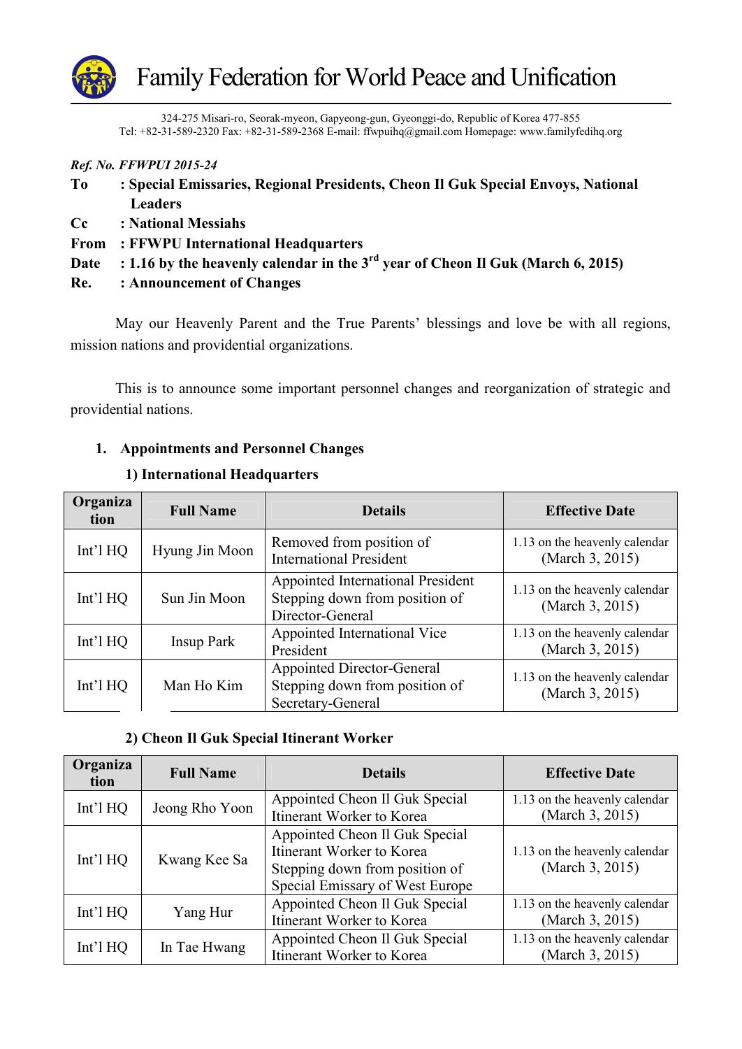# Family Federation for World Peace and Unification

324-275 Misari-ro, Seorak-myeon, Gapyeong-gun, Gyeonggi-do, Republic of Korea 477-855
Tel: +82-31-589-2320 Fax: +82-31-589-2368 E-mail: ffwpuihq@gmail.com Homepage: www.familyfedihq.org

*Ref. No. FFWPUI 2015-24*

**To : Special Emissaries, Regional Presidents, Cheon Il Guk Special Envoys, National Leaders**

**Cc : National Messiahs**

**From : FFWPU International Headquarters**

**Date : 1.16 by the heavenly calendar in the 3rd year of Cheon Il Guk (March 6, 2015)**

**Re. : Announcement of Changes**

May our Heavenly Parent and the True Parents' blessings and love be with all regions, mission nations and providential organizations.

This is to announce some important personnel changes and reorganization of strategic and providential nations.

1. **Appointments and Personnel Changes**

   **1) International Headquarters**

| Organization | Full Name | Details | Effective Date |
|---|---|---|---|
| Int'l HQ | Hyung Jin Moon | Removed from position of International President | 1.13 on the heavenly calendar (March 3, 2015) |
| Int'l HQ | Sun Jin Moon | Appointed International President Stepping down from position of Director-General | 1.13 on the heavenly calendar (March 3, 2015) |
| Int'l HQ | Insup Park | Appointed International Vice President | 1.13 on the heavenly calendar (March 3, 2015) |
| Int'l HQ | Man Ho Kim | Appointed Director-General Stepping down from position of Secretary-General | 1.13 on the heavenly calendar (March 3, 2015) |

   **2) Cheon Il Guk Special Itinerant Worker**

| Organization | Full Name | Details | Effective Date |
|---|---|---|---|
| Int'l HQ | Jeong Rho Yoon | Appointed Cheon Il Guk Special Itinerant Worker to Korea | 1.13 on the heavenly calendar (March 3, 2015) |
| Int'l HQ | Kwang Kee Sa | Appointed Cheon Il Guk Special Itinerant Worker to Korea Stepping down from position of Special Emissary of West Europe | 1.13 on the heavenly calendar (March 3, 2015) |
| Int'l HQ | Yang Hur | Appointed Cheon Il Guk Special Itinerant Worker to Korea | 1.13 on the heavenly calendar (March 3, 2015) |
| Int'l HQ | In Tae Hwang | Appointed Cheon Il Guk Special Itinerant Worker to Korea | 1.13 on the heavenly calendar (March 3, 2015) |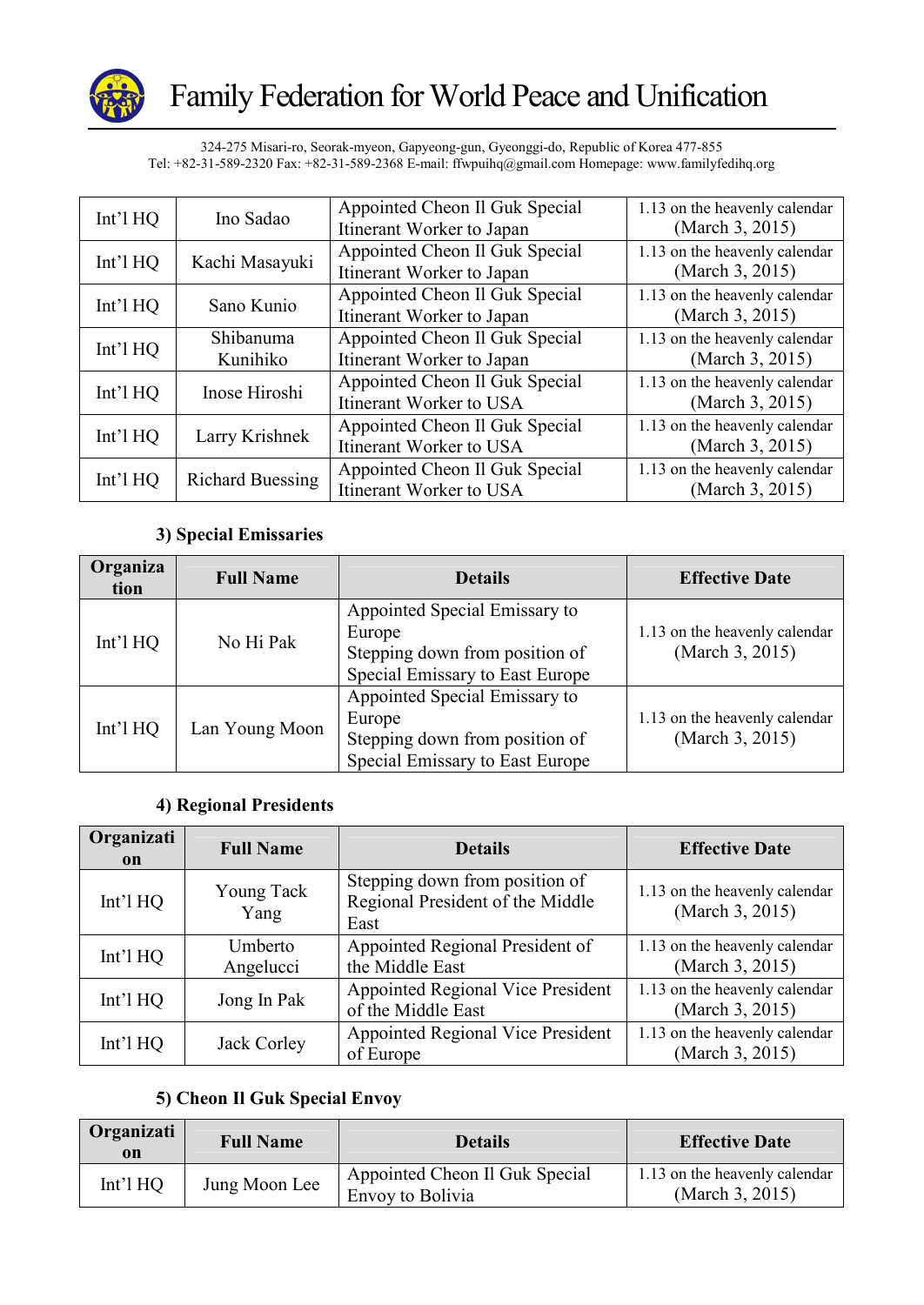| Int'l HQ | Ino Sadao | Appointed Cheon Il Guk Special Itinerant Worker to Japan | 1.13 on the heavenly calendar (March 3, 2015) |
|---|---|---|---|
| Int'l HQ | Kachi Masayuki | Appointed Cheon Il Guk Special Itinerant Worker to Japan | 1.13 on the heavenly calendar (March 3, 2015) |
| Int'l HQ | Sano Kunio | Appointed Cheon Il Guk Special Itinerant Worker to Japan | 1.13 on the heavenly calendar (March 3, 2015) |
| Int'l HQ | Shibanuma Kunihiko | Appointed Cheon Il Guk Special Itinerant Worker to Japan | 1.13 on the heavenly calendar (March 3, 2015) |
| Int'l HQ | Inose Hiroshi | Appointed Cheon Il Guk Special Itinerant Worker to USA | 1.13 on the heavenly calendar (March 3, 2015) |
| Int'l HQ | Larry Krishnek | Appointed Cheon Il Guk Special Itinerant Worker to USA | 1.13 on the heavenly calendar (March 3, 2015) |
| Int'l HQ | Richard Buessing | Appointed Cheon Il Guk Special Itinerant Worker to USA | 1.13 on the heavenly calendar (March 3, 2015) |

### 3) Special Emissaries

| Organization | Full Name | Details | Effective Date |
|---|---|---|---|
| Int'l HQ | No Hi Pak | Appointed Special Emissary to Europe<br>Stepping down from position of Special Emissary to East Europe | 1.13 on the heavenly calendar (March 3, 2015) |
| Int'l HQ | Lan Young Moon | Appointed Special Emissary to Europe<br>Stepping down from position of Special Emissary to East Europe | 1.13 on the heavenly calendar (March 3, 2015) |

### 4) Regional Presidents

| Organization | Full Name | Details | Effective Date |
|---|---|---|---|
| Int'l HQ | Young Tack Yang | Stepping down from position of Regional President of the Middle East | 1.13 on the heavenly calendar (March 3, 2015) |
| Int'l HQ | Umberto Angelucci | Appointed Regional President of the Middle East | 1.13 on the heavenly calendar (March 3, 2015) |
| Int'l HQ | Jong In Pak | Appointed Regional Vice President of the Middle East | 1.13 on the heavenly calendar (March 3, 2015) |
| Int'l HQ | Jack Corley | Appointed Regional Vice President of Europe | 1.13 on the heavenly calendar (March 3, 2015) |

### 5) Cheon Il Guk Special Envoy

| Organization | Full Name | Details | Effective Date |
|---|---|---|---|
| Int'l HQ | Jung Moon Lee | Appointed Cheon Il Guk Special Envoy to Bolivia | 1.13 on the heavenly calendar (March 3, 2015) |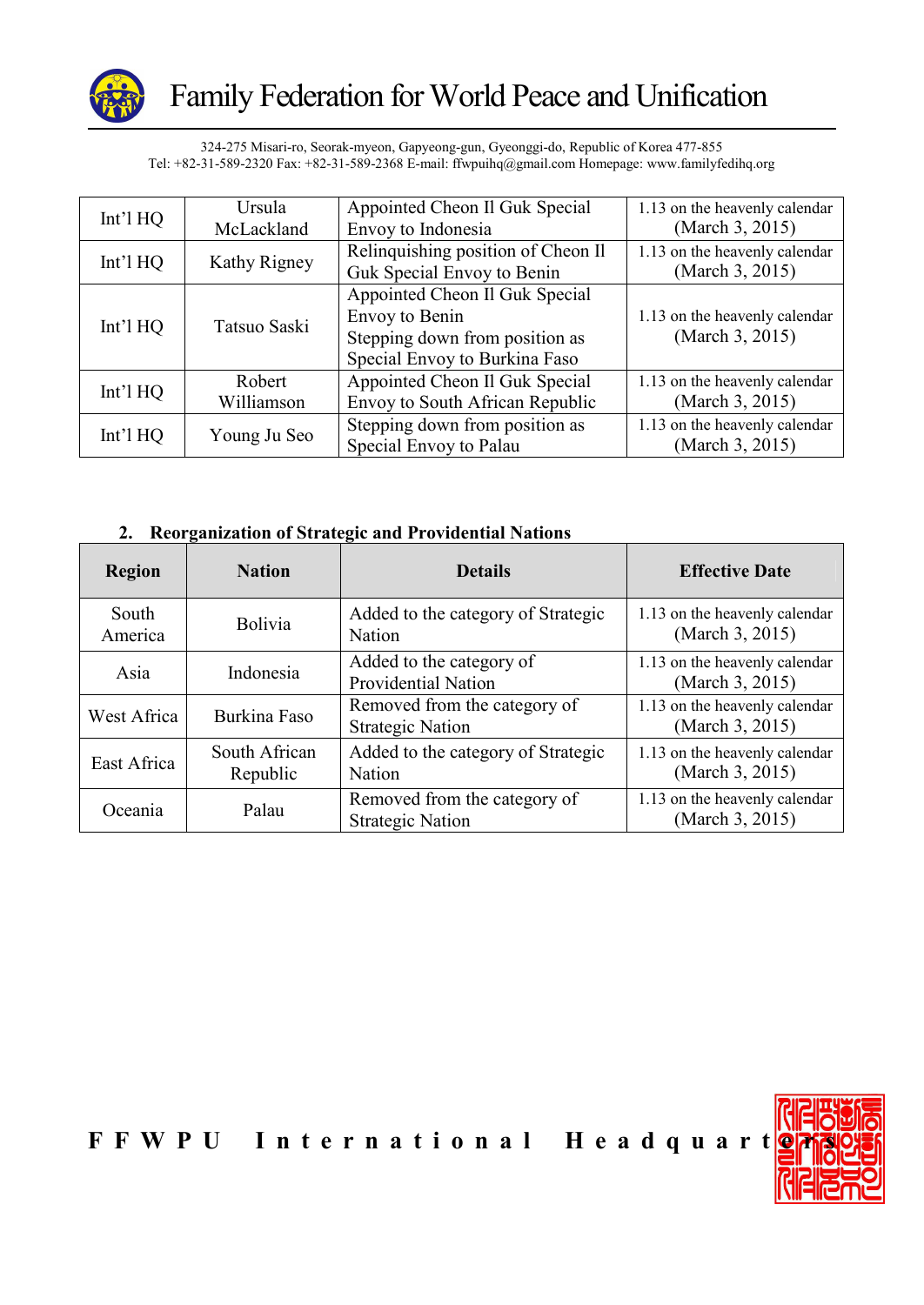# Family Federation for World Peace and Unification

324-275 Misari-ro, Seorak-myeon, Gapyeong-gun, Gyeonggi-do, Republic of Korea 477-855
Tel: +82-31-589-2320 Fax: +82-31-589-2368 E-mail: ffwpuihq@gmail.com Homepage: www.familyfedihq.org

| | | | |
|---|---|---|---|
| Int'l HQ | Ursula McLackland | Appointed Cheon Il Guk Special Envoy to Indonesia | 1.13 on the heavenly calendar (March 3, 2015) |
| Int'l HQ | Kathy Rigney | Relinquishing position of Cheon Il Guk Special Envoy to Benin | 1.13 on the heavenly calendar (March 3, 2015) |
| Int'l HQ | Tatsuo Saski | Appointed Cheon Il Guk Special Envoy to Benin<br>Stepping down from position as Special Envoy to Burkina Faso | 1.13 on the heavenly calendar (March 3, 2015) |
| Int'l HQ | Robert Williamson | Appointed Cheon Il Guk Special Envoy to South African Republic | 1.13 on the heavenly calendar (March 3, 2015) |
| Int'l HQ | Young Ju Seo | Stepping down from position as Special Envoy to Palau | 1.13 on the heavenly calendar (March 3, 2015) |

**2. Reorganization of Strategic and Providential Nations**

| Region | Nation | Details | Effective Date |
|---|---|---|---|
| South America | Bolivia | Added to the category of Strategic Nation | 1.13 on the heavenly calendar (March 3, 2015) |
| Asia | Indonesia | Added to the category of Providential Nation | 1.13 on the heavenly calendar (March 3, 2015) |
| West Africa | Burkina Faso | Removed from the category of Strategic Nation | 1.13 on the heavenly calendar (March 3, 2015) |
| East Africa | South African Republic | Added to the category of Strategic Nation | 1.13 on the heavenly calendar (March 3, 2015) |
| Oceania | Palau | Removed from the category of Strategic Nation | 1.13 on the heavenly calendar (March 3, 2015) |

**FFWPU International Headquarters**